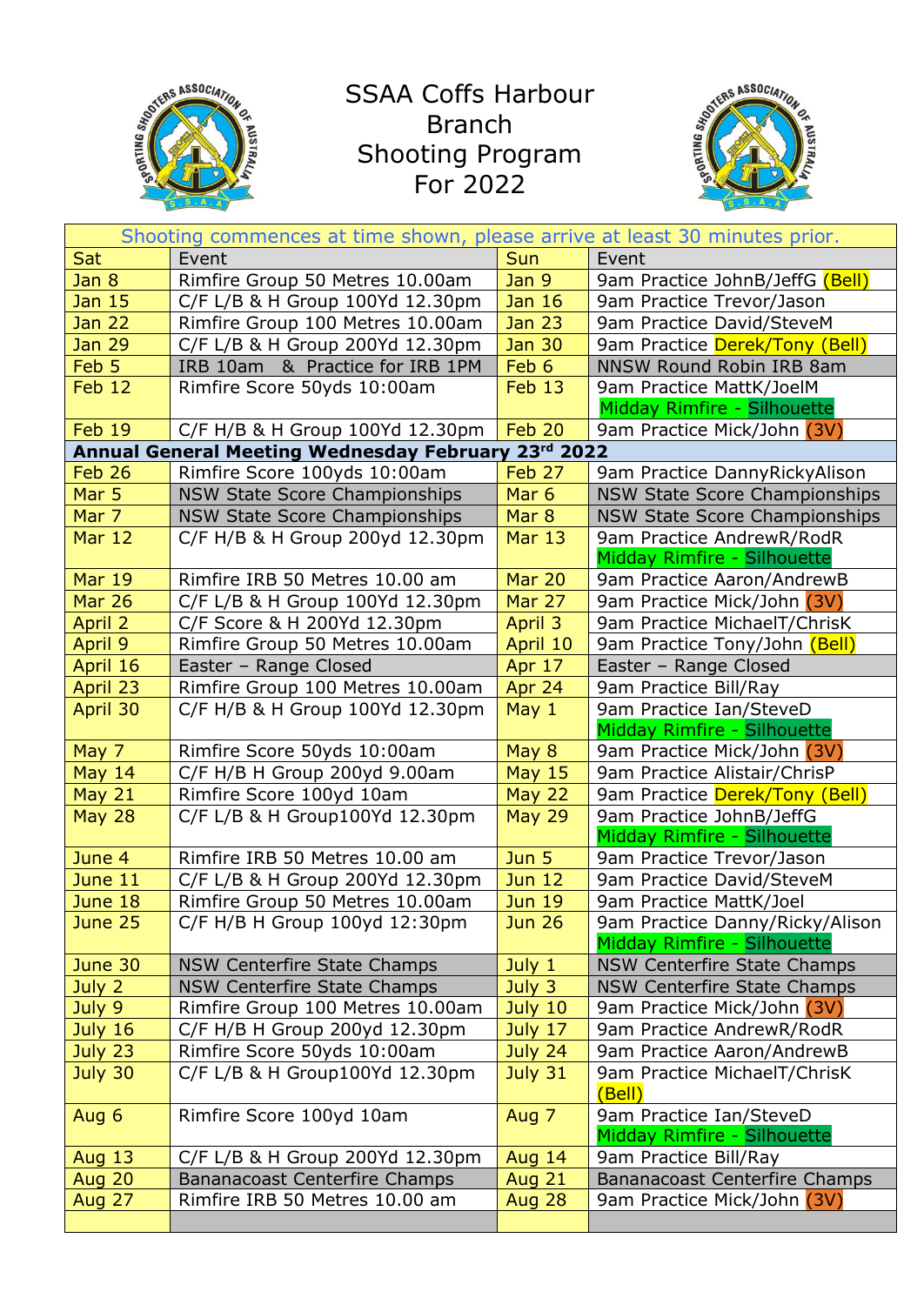# SSAA Coffs Harbour Branch Shooting Program For 2022

| Shooting commences at time shown, please arrive at least 30 minutes prior. | | | |
|---|---|---|---|
| Sat | Event | Sun | Event |
| Jan 8 | Rimfire Group 50 Metres 10.00am | Jan 9 | 9am Practice JohnB/JeffG (Bell) |
| Jan 15 | C/F L/B & H Group 100Yd 12.30pm | Jan 16 | 9am Practice Trevor/Jason |
| Jan 22 | Rimfire Group 100 Metres 10.00am | Jan 23 | 9am Practice David/SteveM |
| Jan 29 | C/F L/B & H Group 200Yd 12.30pm | Jan 30 | 9am Practice Derek/Tony (Bell) |
| Feb 5 | IRB 10am & Practice for IRB 1PM | Feb 6 | NNSW Round Robin IRB 8am |
| Feb 12 | Rimfire Score 50yds 10:00am | Feb 13 | 9am Practice MattK/JoelM Midday Rimfire - Silhouette |
| Feb 19 | C/F H/B & H Group 100Yd 12.30pm | Feb 20 | 9am Practice Mick/John (3V) |
| **Annual General Meeting Wednesday February 23rd 2022** | | | |
| Feb 26 | Rimfire Score 100yds 10:00am | Feb 27 | 9am Practice DannyRickyAlison |
| Mar 5 | NSW State Score Championships | Mar 6 | NSW State Score Championships |
| Mar 7 | NSW State Score Championships | Mar 8 | NSW State Score Championships |
| Mar 12 | C/F H/B & H Group 200yd 12.30pm | Mar 13 | 9am Practice AndrewR/RodR Midday Rimfire - Silhouette |
| Mar 19 | Rimfire IRB 50 Metres 10.00 am | Mar 20 | 9am Practice Aaron/AndrewB |
| Mar 26 | C/F L/B & H Group 100Yd 12.30pm | Mar 27 | 9am Practice Mick/John (3V) |
| April 2 | C/F Score & H 200Yd 12.30pm | April 3 | 9am Practice MichaelT/ChrisK |
| April 9 | Rimfire Group 50 Metres 10.00am | April 10 | 9am Practice Tony/John (Bell) |
| April 16 | Easter – Range Closed | Apr 17 | Easter – Range Closed |
| April 23 | Rimfire Group 100 Metres 10.00am | Apr 24 | 9am Practice Bill/Ray |
| April 30 | C/F H/B & H Group 100Yd 12.30pm | May 1 | 9am Practice Ian/SteveD Midday Rimfire - Silhouette |
| May 7 | Rimfire Score 50yds 10:00am | May 8 | 9am Practice Mick/John (3V) |
| May 14 | C/F H/B H Group 200yd 9.00am | May 15 | 9am Practice Alistair/ChrisP |
| May 21 | Rimfire Score 100yd 10am | May 22 | 9am Practice Derek/Tony (Bell) |
| May 28 | C/F L/B & H Group100Yd 12.30pm | May 29 | 9am Practice JohnB/JeffG Midday Rimfire - Silhouette |
| June 4 | Rimfire IRB 50 Metres 10.00 am | Jun 5 | 9am Practice Trevor/Jason |
| June 11 | C/F L/B & H Group 200Yd 12.30pm | Jun 12 | 9am Practice David/SteveM |
| June 18 | Rimfire Group 50 Metres 10.00am | Jun 19 | 9am Practice MattK/Joel |
| June 25 | C/F H/B H Group 100yd 12:30pm | Jun 26 | 9am Practice Danny/Ricky/Alison Midday Rimfire - Silhouette |
| June 30 | NSW Centerfire State Champs | July 1 | NSW Centerfire State Champs |
| July 2 | NSW Centerfire State Champs | July 3 | NSW Centerfire State Champs |
| July 9 | Rimfire Group 100 Metres 10.00am | July 10 | 9am Practice Mick/John (3V) |
| July 16 | C/F H/B H Group 200yd 12.30pm | July 17 | 9am Practice AndrewR/RodR |
| July 23 | Rimfire Score 50yds 10:00am | July 24 | 9am Practice Aaron/AndrewB |
| July 30 | C/F L/B & H Group100Yd 12.30pm | July 31 | 9am Practice MichaelT/ChrisK (Bell) |
| Aug 6 | Rimfire Score 100yd 10am | Aug 7 | 9am Practice Ian/SteveD Midday Rimfire - Silhouette |
| Aug 13 | C/F L/B & H Group 200Yd 12.30pm | Aug 14 | 9am Practice Bill/Ray |
| Aug 20 | Bananacoast Centerfire Champs | Aug 21 | Bananacoast Centerfire Champs |
| Aug 27 | Rimfire IRB 50 Metres 10.00 am | Aug 28 | 9am Practice Mick/John (3V) |
| | | | |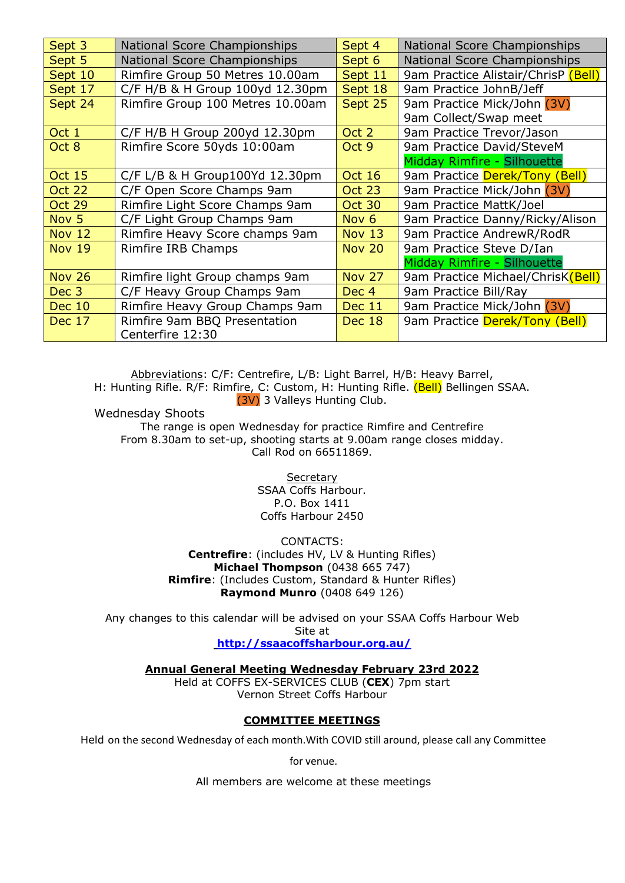| | | | |
|---|---|---|---|
| Sept 3 | National Score Championships | Sept 4 | National Score Championships |
| Sept 5 | National Score Championships | Sept 6 | National Score Championships |
| Sept 10 | Rimfire Group 50 Metres 10.00am | Sept 11 | 9am Practice Alistair/ChrisP (Bell) |
| Sept 17 | C/F H/B & H Group 100yd 12.30pm | Sept 18 | 9am Practice JohnB/Jeff |
| Sept 24 | Rimfire Group 100 Metres 10.00am | Sept 25 | 9am Practice Mick/John (3V)<br>9am Collect/Swap meet |
| Oct 1 | C/F H/B H Group 200yd 12.30pm | Oct 2 | 9am Practice Trevor/Jason |
| Oct 8 | Rimfire Score 50yds 10:00am | Oct 9 | 9am Practice David/SteveM<br>Midday Rimfire - Silhouette |
| Oct 15 | C/F L/B & H Group100Yd 12.30pm | Oct 16 | 9am Practice Derek/Tony (Bell) |
| Oct 22 | C/F Open Score Champs 9am | Oct 23 | 9am Practice Mick/John (3V) |
| Oct 29 | Rimfire Light Score Champs 9am | Oct 30 | 9am Practice MattK/Joel |
| Nov 5 | C/F Light Group Champs 9am | Nov 6 | 9am Practice Danny/Ricky/Alison |
| Nov 12 | Rimfire Heavy Score champs 9am | Nov 13 | 9am Practice AndrewR/RodR |
| Nov 19 | Rimfire IRB Champs | Nov 20 | 9am Practice Steve D/Ian<br>Midday Rimfire - Silhouette |
| Nov 26 | Rimfire light Group champs 9am | Nov 27 | 9am Practice Michael/ChrisK(Bell) |
| Dec 3 | C/F Heavy Group Champs 9am | Dec 4 | 9am Practice Bill/Ray |
| Dec 10 | Rimfire Heavy Group Champs 9am | Dec 11 | 9am Practice Mick/John (3V) |
| Dec 17 | Rimfire 9am BBQ Presentation<br>Centerfire 12:30 | Dec 18 | 9am Practice Derek/Tony (Bell) |

Abbreviations: C/F: Centrefire, L/B: Light Barrel, H/B: Heavy Barrel, H: Hunting Rifle. R/F: Rimfire, C: Custom, H: Hunting Rifle. (Bell) Bellingen SSAA. (3V) 3 Valleys Hunting Club.

Wednesday Shoots

The range is open Wednesday for practice Rimfire and Centrefire
From 8.30am to set-up, shooting starts at 9.00am range closes midday.
Call Rod on 66511869.

Secretary
SSAA Coffs Harbour.
P.O. Box 1411
Coffs Harbour 2450

CONTACTS:
**Centrefire**: (includes HV, LV & Hunting Rifles)
**Michael Thompson** (0438 665 747)
**Rimfire**: (Includes Custom, Standard & Hunter Rifles)
**Raymond Munro** (0408 649 126)

Any changes to this calendar will be advised on your SSAA Coffs Harbour Web Site at
**http://ssaacoffsharbour.org.au/**

**Annual General Meeting Wednesday February 23rd 2022**
Held at COFFS EX-SERVICES CLUB (**CEX**) 7pm start
Vernon Street Coffs Harbour

**COMMITTEE MEETINGS**

Held on the second Wednesday of each month.With COVID still around, please call any Committee for venue.

All members are welcome at these meetings